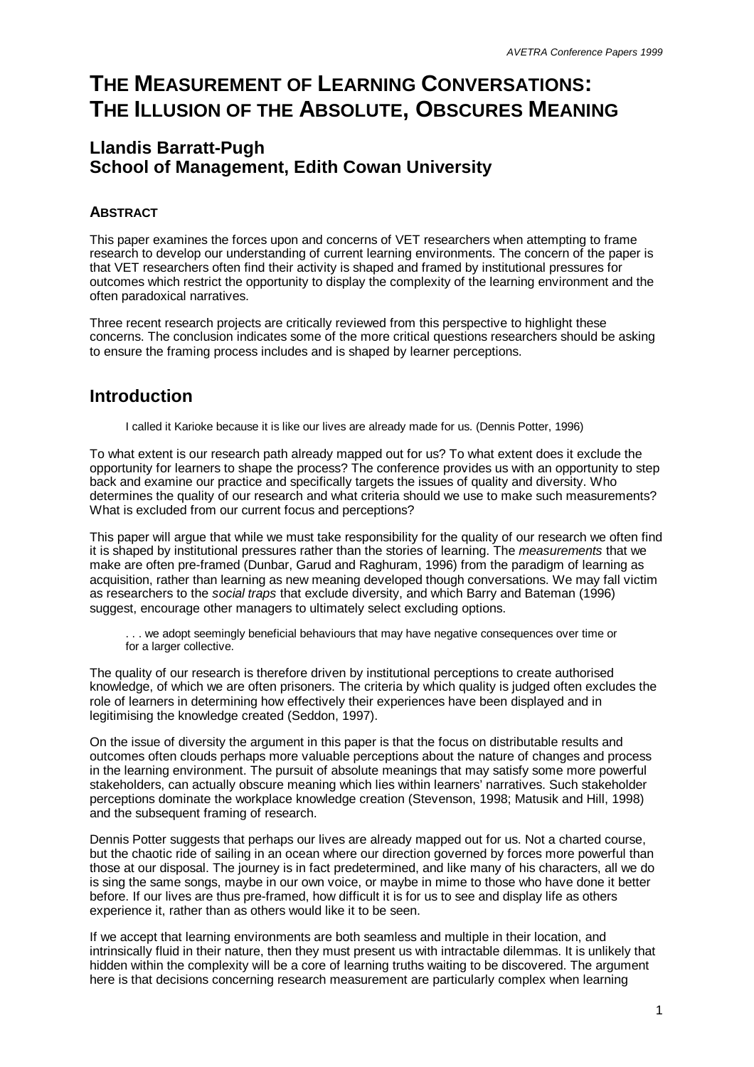# THE MEASUREMENT OF LEARNING CONVERSATIONS: THE ILLUSION OF THE ABSOLUTE, OBSCURES MEANING

## Llandis Barratt-Pugh
## School of Management, Edith Cowan University

### ABSTRACT

This paper examines the forces upon and concerns of VET researchers when attempting to frame research to develop our understanding of current learning environments. The concern of the paper is that VET researchers often find their activity is shaped and framed by institutional pressures for outcomes which restrict the opportunity to display the complexity of the learning environment and the often paradoxical narratives.

Three recent research projects are critically reviewed from this perspective to highlight these concerns. The conclusion indicates some of the more critical questions researchers should be asking to ensure the framing process includes and is shaped by learner perceptions.

## Introduction

> I called it Karioke because it is like our lives are already made for us. (Dennis Potter, 1996)

To what extent is our research path already mapped out for us? To what extent does it exclude the opportunity for learners to shape the process? The conference provides us with an opportunity to step back and examine our practice and specifically targets the issues of quality and diversity. Who determines the quality of our research and what criteria should we use to make such measurements? What is excluded from our current focus and perceptions?

This paper will argue that while we must take responsibility for the quality of our research we often find it is shaped by institutional pressures rather than the stories of learning. The *measurements* that we make are often pre-framed (Dunbar, Garud and Raghuram, 1996) from the paradigm of learning as acquisition, rather than learning as new meaning developed though conversations. We may fall victim as researchers to the *social traps* that exclude diversity, and which Barry and Bateman (1996) suggest, encourage other managers to ultimately select excluding options.

> . . . we adopt seemingly beneficial behaviours that may have negative consequences over time or for a larger collective.

The quality of our research is therefore driven by institutional perceptions to create authorised knowledge, of which we are often prisoners. The criteria by which quality is judged often excludes the role of learners in determining how effectively their experiences have been displayed and in legitimising the knowledge created (Seddon, 1997).

On the issue of diversity the argument in this paper is that the focus on distributable results and outcomes often clouds perhaps more valuable perceptions about the nature of changes and process in the learning environment. The pursuit of absolute meanings that may satisfy some more powerful stakeholders, can actually obscure meaning which lies within learners' narratives. Such stakeholder perceptions dominate the workplace knowledge creation (Stevenson, 1998; Matusik and Hill, 1998) and the subsequent framing of research.

Dennis Potter suggests that perhaps our lives are already mapped out for us. Not a charted course, but the chaotic ride of sailing in an ocean where our direction governed by forces more powerful than those at our disposal. The journey is in fact predetermined, and like many of his characters, all we do is sing the same songs, maybe in our own voice, or maybe in mime to those who have done it better before. If our lives are thus pre-framed, how difficult it is for us to see and display life as others experience it, rather than as others would like it to be seen.

If we accept that learning environments are both seamless and multiple in their location, and intrinsically fluid in their nature, then they must present us with intractable dilemmas. It is unlikely that hidden within the complexity will be a core of learning truths waiting to be discovered. The argument here is that decisions concerning research measurement are particularly complex when learning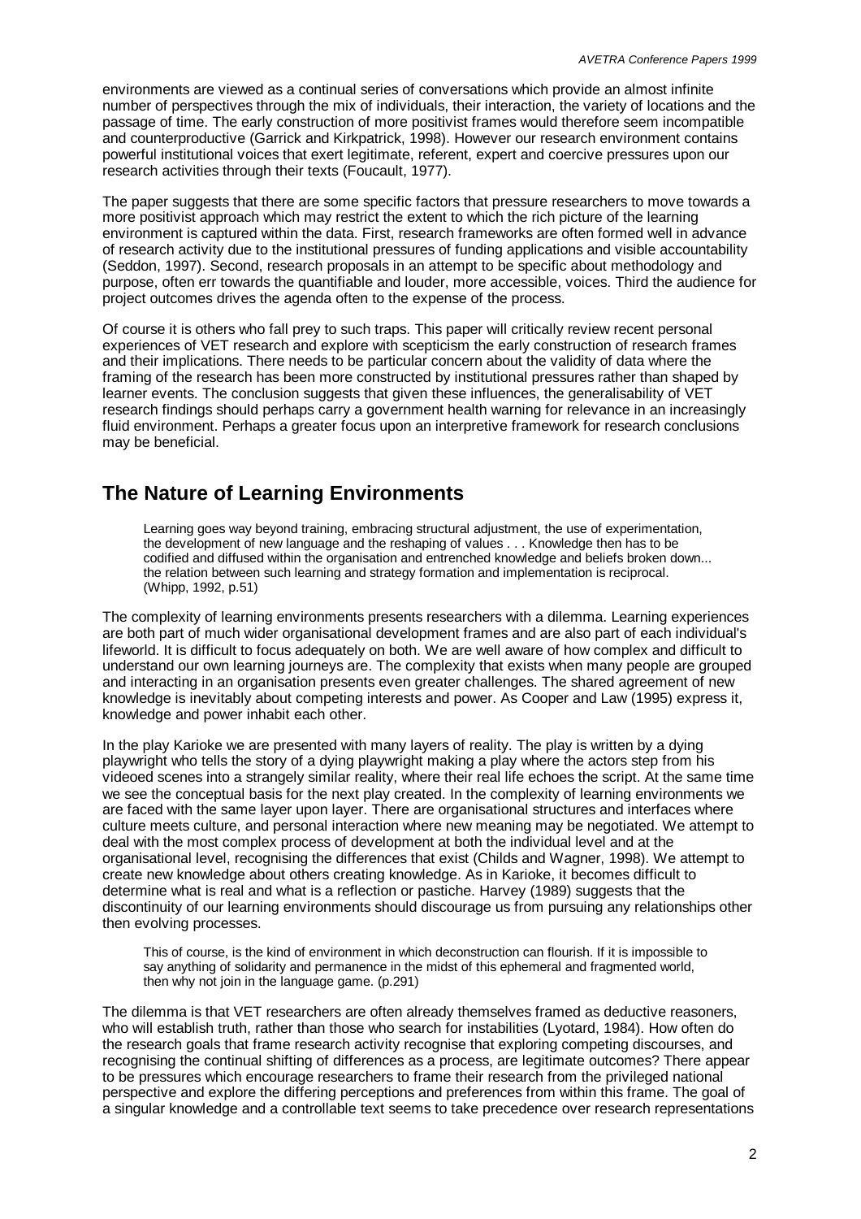environments are viewed as a continual series of conversations which provide an almost infinite number of perspectives through the mix of individuals, their interaction, the variety of locations and the passage of time. The early construction of more positivist frames would therefore seem incompatible and counterproductive (Garrick and Kirkpatrick, 1998). However our research environment contains powerful institutional voices that exert legitimate, referent, expert and coercive pressures upon our research activities through their texts (Foucault, 1977).

The paper suggests that there are some specific factors that pressure researchers to move towards a more positivist approach which may restrict the extent to which the rich picture of the learning environment is captured within the data. First, research frameworks are often formed well in advance of research activity due to the institutional pressures of funding applications and visible accountability (Seddon, 1997). Second, research proposals in an attempt to be specific about methodology and purpose, often err towards the quantifiable and louder, more accessible, voices. Third the audience for project outcomes drives the agenda often to the expense of the process.

Of course it is others who fall prey to such traps. This paper will critically review recent personal experiences of VET research and explore with scepticism the early construction of research frames and their implications. There needs to be particular concern about the validity of data where the framing of the research has been more constructed by institutional pressures rather than shaped by learner events. The conclusion suggests that given these influences, the generalisability of VET research findings should perhaps carry a government health warning for relevance in an increasingly fluid environment. Perhaps a greater focus upon an interpretive framework for research conclusions may be beneficial.

## The Nature of Learning Environments

> Learning goes way beyond training, embracing structural adjustment, the use of experimentation, the development of new language and the reshaping of values . . . Knowledge then has to be codified and diffused within the organisation and entrenched knowledge and beliefs broken down... the relation between such learning and strategy formation and implementation is reciprocal. (Whipp, 1992, p.51)

The complexity of learning environments presents researchers with a dilemma. Learning experiences are both part of much wider organisational development frames and are also part of each individual's lifeworld. It is difficult to focus adequately on both. We are well aware of how complex and difficult to understand our own learning journeys are. The complexity that exists when many people are grouped and interacting in an organisation presents even greater challenges. The shared agreement of new knowledge is inevitably about competing interests and power. As Cooper and Law (1995) express it, knowledge and power inhabit each other.

In the play Karioke we are presented with many layers of reality. The play is written by a dying playwright who tells the story of a dying playwright making a play where the actors step from his videoed scenes into a strangely similar reality, where their real life echoes the script. At the same time we see the conceptual basis for the next play created. In the complexity of learning environments we are faced with the same layer upon layer. There are organisational structures and interfaces where culture meets culture, and personal interaction where new meaning may be negotiated. We attempt to deal with the most complex process of development at both the individual level and at the organisational level, recognising the differences that exist (Childs and Wagner, 1998). We attempt to create new knowledge about others creating knowledge. As in Karioke, it becomes difficult to determine what is real and what is a reflection or pastiche. Harvey (1989) suggests that the discontinuity of our learning environments should discourage us from pursuing any relationships other then evolving processes.

> This of course, is the kind of environment in which deconstruction can flourish. If it is impossible to say anything of solidarity and permanence in the midst of this ephemeral and fragmented world, then why not join in the language game. (p.291)

The dilemma is that VET researchers are often already themselves framed as deductive reasoners, who will establish truth, rather than those who search for instabilities (Lyotard, 1984). How often do the research goals that frame research activity recognise that exploring competing discourses, and recognising the continual shifting of differences as a process, are legitimate outcomes? There appear to be pressures which encourage researchers to frame their research from the privileged national perspective and explore the differing perceptions and preferences from within this frame. The goal of a singular knowledge and a controllable text seems to take precedence over research representations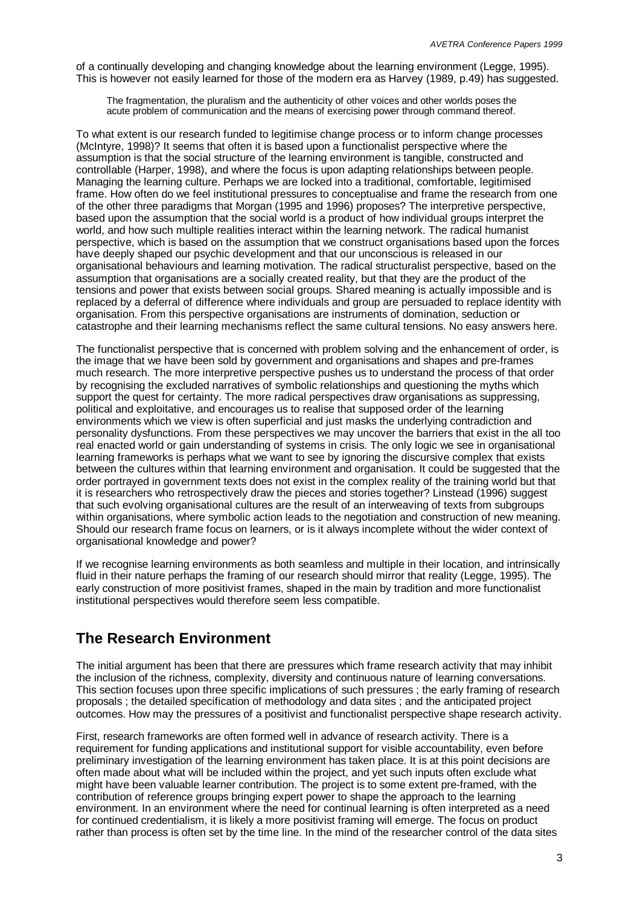of a continually developing and changing knowledge about the learning environment (Legge, 1995). This is however not easily learned for those of the modern era as Harvey (1989, p.49) has suggested.

> The fragmentation, the pluralism and the authenticity of other voices and other worlds poses the acute problem of communication and the means of exercising power through command thereof.

To what extent is our research funded to legitimise change process or to inform change processes (McIntyre, 1998)? It seems that often it is based upon a functionalist perspective where the assumption is that the social structure of the learning environment is tangible, constructed and controllable (Harper, 1998), and where the focus is upon adapting relationships between people. Managing the learning culture. Perhaps we are locked into a traditional, comfortable, legitimised frame. How often do we feel institutional pressures to conceptualise and frame the research from one of the other three paradigms that Morgan (1995 and 1996) proposes? The interpretive perspective, based upon the assumption that the social world is a product of how individual groups interpret the world, and how such multiple realities interact within the learning network. The radical humanist perspective, which is based on the assumption that we construct organisations based upon the forces have deeply shaped our psychic development and that our unconscious is released in our organisational behaviours and learning motivation. The radical structuralist perspective, based on the assumption that organisations are a socially created reality, but that they are the product of the tensions and power that exists between social groups. Shared meaning is actually impossible and is replaced by a deferral of difference where individuals and group are persuaded to replace identity with organisation. From this perspective organisations are instruments of domination, seduction or catastrophe and their learning mechanisms reflect the same cultural tensions. No easy answers here.

The functionalist perspective that is concerned with problem solving and the enhancement of order, is the image that we have been sold by government and organisations and shapes and pre-frames much research. The more interpretive perspective pushes us to understand the process of that order by recognising the excluded narratives of symbolic relationships and questioning the myths which support the quest for certainty. The more radical perspectives draw organisations as suppressing, political and exploitative, and encourages us to realise that supposed order of the learning environments which we view is often superficial and just masks the underlying contradiction and personality dysfunctions. From these perspectives we may uncover the barriers that exist in the all too real enacted world or gain understanding of systems in crisis. The only logic we see in organisational learning frameworks is perhaps what we want to see by ignoring the discursive complex that exists between the cultures within that learning environment and organisation. It could be suggested that the order portrayed in government texts does not exist in the complex reality of the training world but that it is researchers who retrospectively draw the pieces and stories together? Linstead (1996) suggest that such evolving organisational cultures are the result of an interweaving of texts from subgroups within organisations, where symbolic action leads to the negotiation and construction of new meaning. Should our research frame focus on learners, or is it always incomplete without the wider context of organisational knowledge and power?

If we recognise learning environments as both seamless and multiple in their location, and intrinsically fluid in their nature perhaps the framing of our research should mirror that reality (Legge, 1995). The early construction of more positivist frames, shaped in the main by tradition and more functionalist institutional perspectives would therefore seem less compatible.

## The Research Environment

The initial argument has been that there are pressures which frame research activity that may inhibit the inclusion of the richness, complexity, diversity and continuous nature of learning conversations. This section focuses upon three specific implications of such pressures ; the early framing of research proposals ; the detailed specification of methodology and data sites ; and the anticipated project outcomes. How may the pressures of a positivist and functionalist perspective shape research activity.

First, research frameworks are often formed well in advance of research activity. There is a requirement for funding applications and institutional support for visible accountability, even before preliminary investigation of the learning environment has taken place. It is at this point decisions are often made about what will be included within the project, and yet such inputs often exclude what might have been valuable learner contribution. The project is to some extent pre-framed, with the contribution of reference groups bringing expert power to shape the approach to the learning environment. In an environment where the need for continual learning is often interpreted as a need for continued credentialism, it is likely a more positivist framing will emerge. The focus on product rather than process is often set by the time line. In the mind of the researcher control of the data sites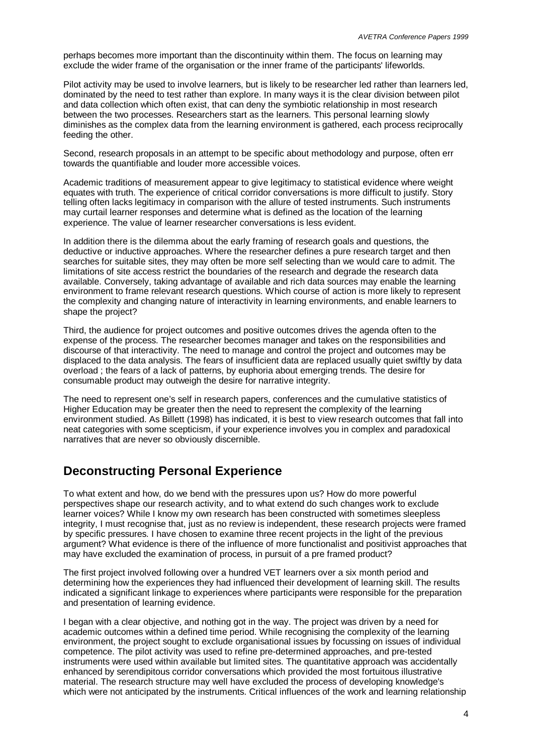perhaps becomes more important than the discontinuity within them. The focus on learning may exclude the wider frame of the organisation or the inner frame of the participants' lifeworlds.

Pilot activity may be used to involve learners, but is likely to be researcher led rather than learners led, dominated by the need to test rather than explore. In many ways it is the clear division between pilot and data collection which often exist, that can deny the symbiotic relationship in most research between the two processes. Researchers start as the learners. This personal learning slowly diminishes as the complex data from the learning environment is gathered, each process reciprocally feeding the other.

Second, research proposals in an attempt to be specific about methodology and purpose, often err towards the quantifiable and louder more accessible voices.

Academic traditions of measurement appear to give legitimacy to statistical evidence where weight equates with truth. The experience of critical corridor conversations is more difficult to justify. Story telling often lacks legitimacy in comparison with the allure of tested instruments. Such instruments may curtail learner responses and determine what is defined as the location of the learning experience. The value of learner researcher conversations is less evident.

In addition there is the dilemma about the early framing of research goals and questions, the deductive or inductive approaches. Where the researcher defines a pure research target and then searches for suitable sites, they may often be more self selecting than we would care to admit. The limitations of site access restrict the boundaries of the research and degrade the research data available. Conversely, taking advantage of available and rich data sources may enable the learning environment to frame relevant research questions. Which course of action is more likely to represent the complexity and changing nature of interactivity in learning environments, and enable learners to shape the project?

Third, the audience for project outcomes and positive outcomes drives the agenda often to the expense of the process. The researcher becomes manager and takes on the responsibilities and discourse of that interactivity. The need to manage and control the project and outcomes may be displaced to the data analysis. The fears of insufficient data are replaced usually quiet swiftly by data overload ; the fears of a lack of patterns, by euphoria about emerging trends. The desire for consumable product may outweigh the desire for narrative integrity.

The need to represent one's self in research papers, conferences and the cumulative statistics of Higher Education may be greater then the need to represent the complexity of the learning environment studied. As Billett (1998) has indicated, it is best to view research outcomes that fall into neat categories with some scepticism, if your experience involves you in complex and paradoxical narratives that are never so obviously discernible.

## Deconstructing Personal Experience

To what extent and how, do we bend with the pressures upon us? How do more powerful perspectives shape our research activity, and to what extend do such changes work to exclude learner voices? While I know my own research has been constructed with sometimes sleepless integrity, I must recognise that, just as no review is independent, these research projects were framed by specific pressures. I have chosen to examine three recent projects in the light of the previous argument? What evidence is there of the influence of more functionalist and positivist approaches that may have excluded the examination of process, in pursuit of a pre framed product?

The first project involved following over a hundred VET learners over a six month period and determining how the experiences they had influenced their development of learning skill. The results indicated a significant linkage to experiences where participants were responsible for the preparation and presentation of learning evidence.

I began with a clear objective, and nothing got in the way. The project was driven by a need for academic outcomes within a defined time period. While recognising the complexity of the learning environment, the project sought to exclude organisational issues by focussing on issues of individual competence. The pilot activity was used to refine pre-determined approaches, and pre-tested instruments were used within available but limited sites. The quantitative approach was accidentally enhanced by serendipitous corridor conversations which provided the most fortuitous illustrative material. The research structure may well have excluded the process of developing knowledge's which were not anticipated by the instruments. Critical influences of the work and learning relationship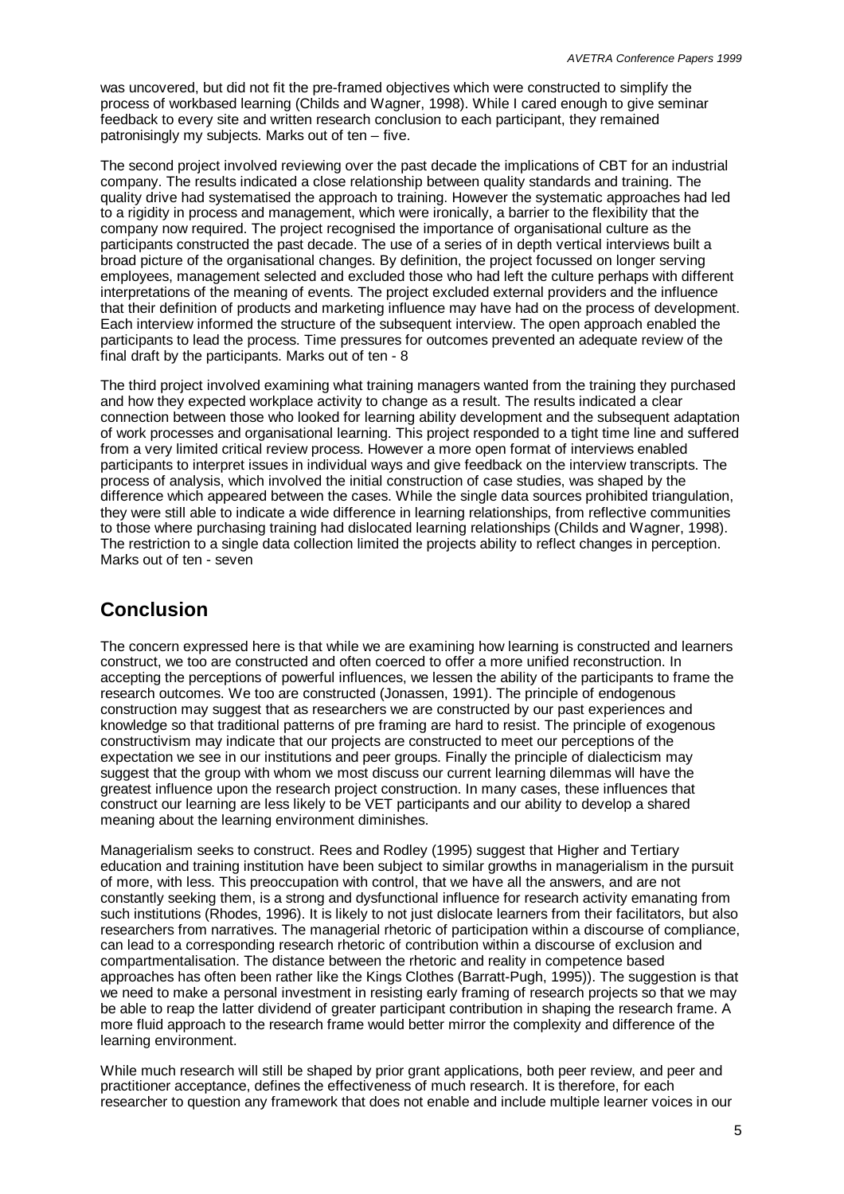was uncovered, but did not fit the pre-framed objectives which were constructed to simplify the process of workbased learning (Childs and Wagner, 1998). While I cared enough to give seminar feedback to every site and written research conclusion to each participant, they remained patronisingly my subjects. Marks out of ten – five.

The second project involved reviewing over the past decade the implications of CBT for an industrial company. The results indicated a close relationship between quality standards and training. The quality drive had systematised the approach to training. However the systematic approaches had led to a rigidity in process and management, which were ironically, a barrier to the flexibility that the company now required. The project recognised the importance of organisational culture as the participants constructed the past decade. The use of a series of in depth vertical interviews built a broad picture of the organisational changes. By definition, the project focussed on longer serving employees, management selected and excluded those who had left the culture perhaps with different interpretations of the meaning of events. The project excluded external providers and the influence that their definition of products and marketing influence may have had on the process of development. Each interview informed the structure of the subsequent interview. The open approach enabled the participants to lead the process. Time pressures for outcomes prevented an adequate review of the final draft by the participants. Marks out of ten - 8

The third project involved examining what training managers wanted from the training they purchased and how they expected workplace activity to change as a result. The results indicated a clear connection between those who looked for learning ability development and the subsequent adaptation of work processes and organisational learning. This project responded to a tight time line and suffered from a very limited critical review process. However a more open format of interviews enabled participants to interpret issues in individual ways and give feedback on the interview transcripts. The process of analysis, which involved the initial construction of case studies, was shaped by the difference which appeared between the cases. While the single data sources prohibited triangulation, they were still able to indicate a wide difference in learning relationships, from reflective communities to those where purchasing training had dislocated learning relationships (Childs and Wagner, 1998). The restriction to a single data collection limited the projects ability to reflect changes in perception. Marks out of ten - seven

## Conclusion

The concern expressed here is that while we are examining how learning is constructed and learners construct, we too are constructed and often coerced to offer a more unified reconstruction. In accepting the perceptions of powerful influences, we lessen the ability of the participants to frame the research outcomes. We too are constructed (Jonassen, 1991). The principle of endogenous construction may suggest that as researchers we are constructed by our past experiences and knowledge so that traditional patterns of pre framing are hard to resist. The principle of exogenous constructivism may indicate that our projects are constructed to meet our perceptions of the expectation we see in our institutions and peer groups. Finally the principle of dialecticism may suggest that the group with whom we most discuss our current learning dilemmas will have the greatest influence upon the research project construction. In many cases, these influences that construct our learning are less likely to be VET participants and our ability to develop a shared meaning about the learning environment diminishes.

Managerialism seeks to construct. Rees and Rodley (1995) suggest that Higher and Tertiary education and training institution have been subject to similar growths in managerialism in the pursuit of more, with less. This preoccupation with control, that we have all the answers, and are not constantly seeking them, is a strong and dysfunctional influence for research activity emanating from such institutions (Rhodes, 1996). It is likely to not just dislocate learners from their facilitators, but also researchers from narratives. The managerial rhetoric of participation within a discourse of compliance, can lead to a corresponding research rhetoric of contribution within a discourse of exclusion and compartmentalisation. The distance between the rhetoric and reality in competence based approaches has often been rather like the Kings Clothes (Barratt-Pugh, 1995)). The suggestion is that we need to make a personal investment in resisting early framing of research projects so that we may be able to reap the latter dividend of greater participant contribution in shaping the research frame. A more fluid approach to the research frame would better mirror the complexity and difference of the learning environment.

While much research will still be shaped by prior grant applications, both peer review, and peer and practitioner acceptance, defines the effectiveness of much research. It is therefore, for each researcher to question any framework that does not enable and include multiple learner voices in our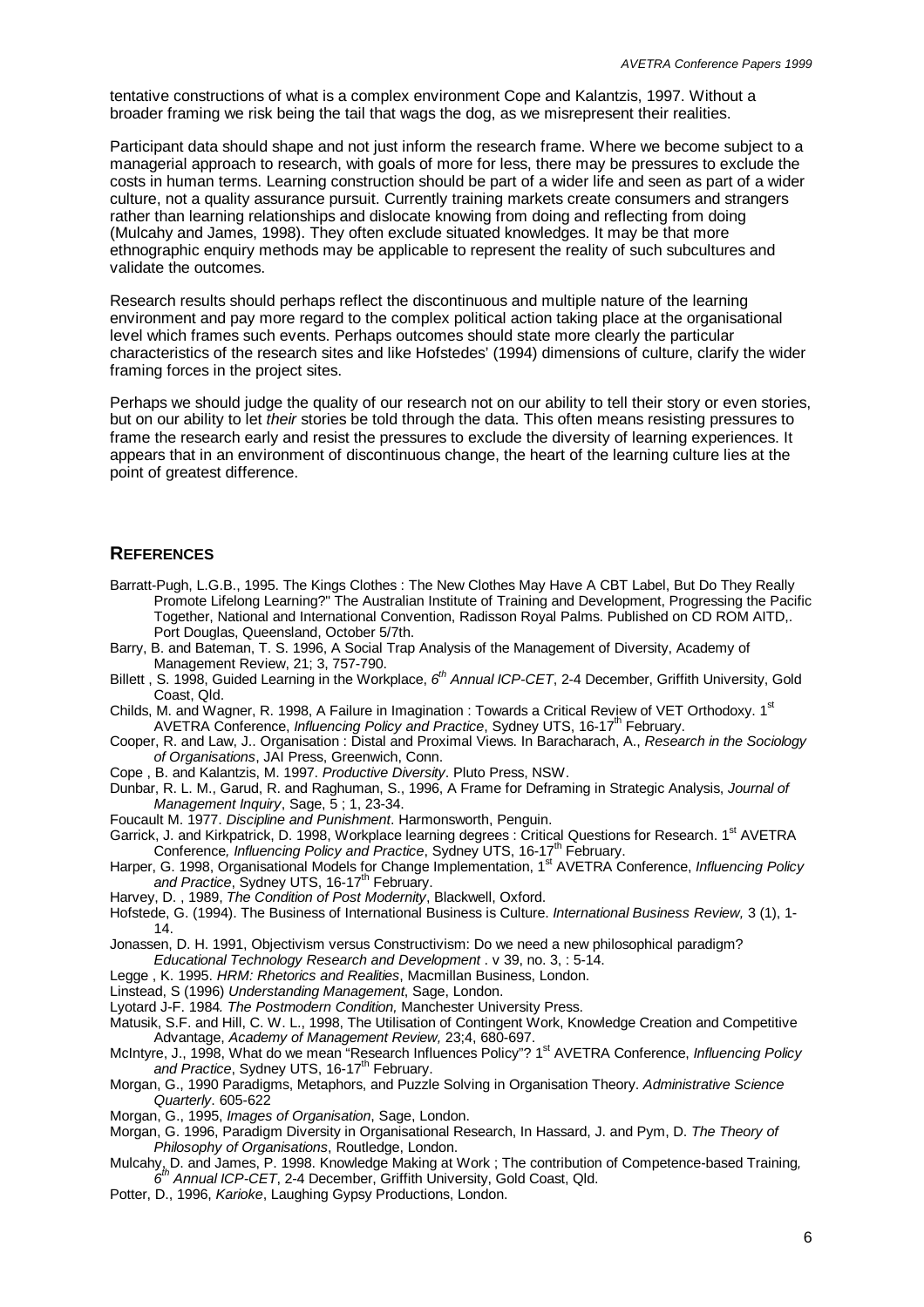tentative constructions of what is a complex environment Cope and Kalantzis, 1997. Without a broader framing we risk being the tail that wags the dog, as we misrepresent their realities.

Participant data should shape and not just inform the research frame. Where we become subject to a managerial approach to research, with goals of more for less, there may be pressures to exclude the costs in human terms. Learning construction should be part of a wider life and seen as part of a wider culture, not a quality assurance pursuit. Currently training markets create consumers and strangers rather than learning relationships and dislocate knowing from doing and reflecting from doing (Mulcahy and James, 1998). They often exclude situated knowledges. It may be that more ethnographic enquiry methods may be applicable to represent the reality of such subcultures and validate the outcomes.

Research results should perhaps reflect the discontinuous and multiple nature of the learning environment and pay more regard to the complex political action taking place at the organisational level which frames such events. Perhaps outcomes should state more clearly the particular characteristics of the research sites and like Hofstedes' (1994) dimensions of culture, clarify the wider framing forces in the project sites.

Perhaps we should judge the quality of our research not on our ability to tell their story or even stories, but on our ability to let *their* stories be told through the data. This often means resisting pressures to frame the research early and resist the pressures to exclude the diversity of learning experiences. It appears that in an environment of discontinuous change, the heart of the learning culture lies at the point of greatest difference.

## REFERENCES

Barratt-Pugh, L.G.B., 1995. The Kings Clothes : The New Clothes May Have A CBT Label, But Do They Really Promote Lifelong Learning?" The Australian Institute of Training and Development, Progressing the Pacific Together, National and International Convention, Radisson Royal Palms. Published on CD ROM AITD,. Port Douglas, Queensland, October 5/7th.

Barry, B. and Bateman, T. S. 1996, A Social Trap Analysis of the Management of Diversity, Academy of Management Review, 21; 3, 757-790.

Billett , S. 1998, Guided Learning in the Workplace, *6th Annual ICP-CET*, 2-4 December, Griffith University, Gold Coast, Qld.

Childs, M. and Wagner, R. 1998, A Failure in Imagination : Towards a Critical Review of VET Orthodoxy. 1st AVETRA Conference, *Influencing Policy and Practice*, Sydney UTS, 16-17th February.

Cooper, R. and Law, J.. Organisation : Distal and Proximal Views. In Baracharach, A., *Research in the Sociology of Organisations*, JAI Press, Greenwich, Conn.

Cope , B. and Kalantzis, M. 1997. *Productive Diversity*. Pluto Press, NSW.

Dunbar, R. L. M., Garud, R. and Raghuman, S., 1996, A Frame for Deframing in Strategic Analysis, *Journal of Management Inquiry*, Sage, 5 ; 1, 23-34.

Foucault M. 1977. *Discipline and Punishment*. Harmonsworth, Penguin.

Garrick, J. and Kirkpatrick, D. 1998, Workplace learning degrees : Critical Questions for Research. 1st AVETRA Conference*, Influencing Policy and Practice*, Sydney UTS, 16-17th February.

Harper, G. 1998, Organisational Models for Change Implementation, 1st AVETRA Conference, *Influencing Policy and Practice*, Sydney UTS, 16-17th February.

Harvey, D. , 1989, *The Condition of Post Modernity*, Blackwell, Oxford.

Hofstede, G. (1994). The Business of International Business is Culture. *International Business Review,* 3 (1), 1-14.

Jonassen, D. H. 1991, Objectivism versus Constructivism: Do we need a new philosophical paradigm? *Educational Technology Research and Development* . v 39, no. 3, : 5-14.

Legge , K. 1995. *HRM: Rhetorics and Realities*, Macmillan Business, London.

Linstead, S (1996) *Understanding Management*, Sage, London.

Lyotard J-F. 1984*. The Postmodern Condition,* Manchester University Press.

Matusik, S.F. and Hill, C. W. L., 1998, The Utilisation of Contingent Work, Knowledge Creation and Competitive Advantage, *Academy of Management Review,* 23;4, 680-697.

McIntyre, J., 1998, What do we mean "Research Influences Policy"? 1st AVETRA Conference, *Influencing Policy and Practice*, Sydney UTS, 16-17th February.

Morgan, G., 1990 Paradigms, Metaphors, and Puzzle Solving in Organisation Theory. *Administrative Science Quarterly*. 605-622

Morgan, G., 1995, *Images of Organisation*, Sage, London.

Morgan, G. 1996, Paradigm Diversity in Organisational Research, In Hassard, J. and Pym, D. *The Theory of Philosophy of Organisations*, Routledge, London.

Mulcahy, D. and James, P. 1998. Knowledge Making at Work ; The contribution of Competence-based Training*, 6th Annual ICP-CET*, 2-4 December, Griffith University, Gold Coast, Qld.

Potter, D., 1996, *Karioke*, Laughing Gypsy Productions, London.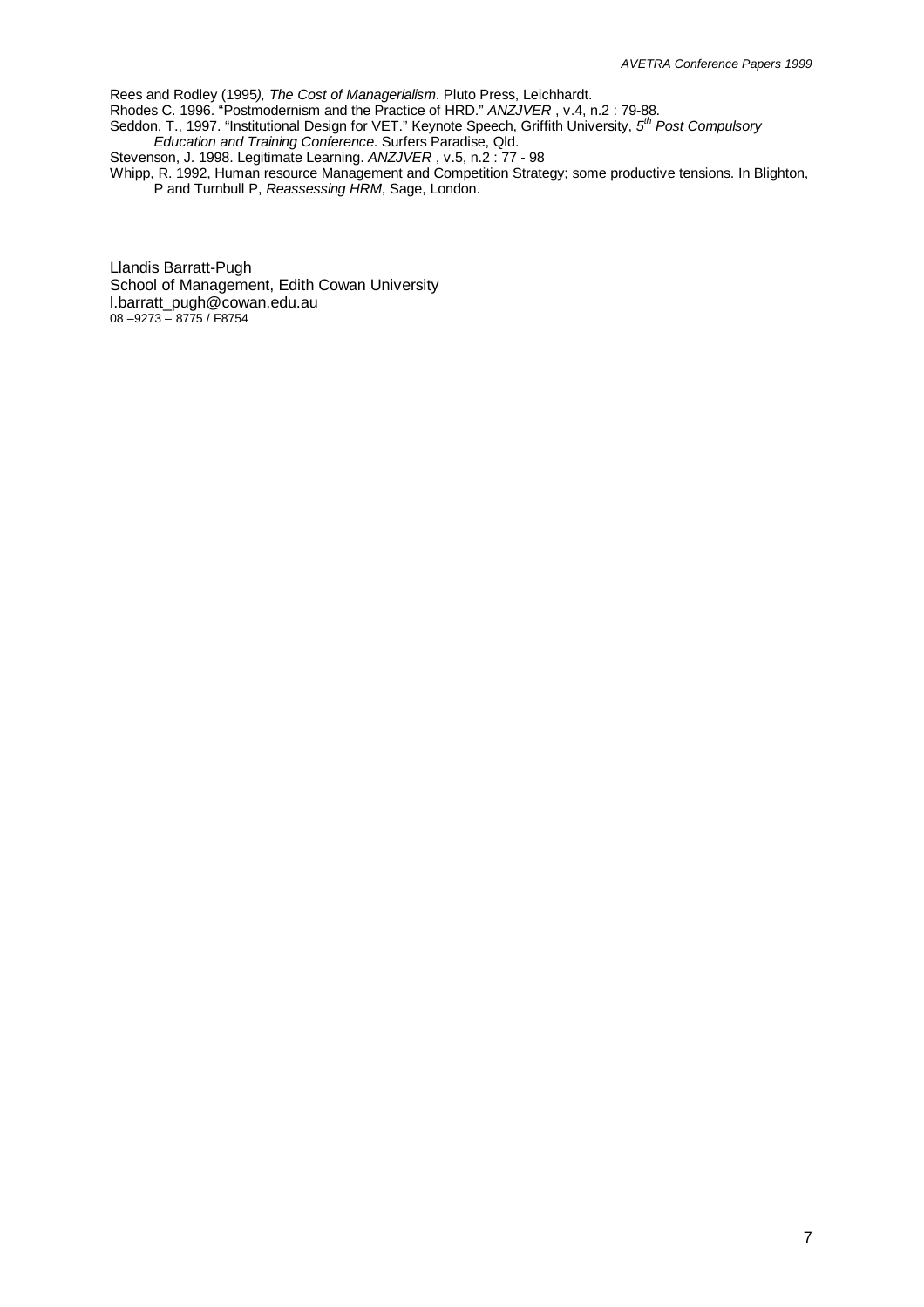Rees and Rodley (1995*), The Cost of Managerialism*. Pluto Press, Leichhardt.

Rhodes C. 1996. "Postmodernism and the Practice of HRD." *ANZJVER* , v.4, n.2 : 79-88.

Seddon, T., 1997. "Institutional Design for VET." Keynote Speech, Griffith University, *5th Post Compulsory Education and Training Conference*. Surfers Paradise, Qld.

Stevenson, J. 1998. Legitimate Learning. *ANZJVER* , v.5, n.2 : 77 - 98

Whipp, R. 1992, Human resource Management and Competition Strategy; some productive tensions. In Blighton, P and Turnbull P, *Reassessing HRM*, Sage, London.

Llandis Barratt-Pugh
School of Management, Edith Cowan University
l.barratt_pugh@cowan.edu.au
08 –9273 – 8775 / F8754